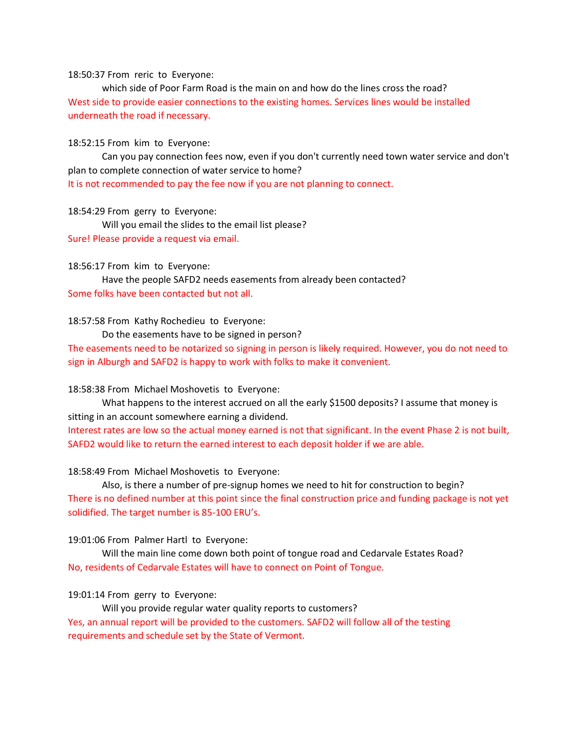18:50:37 From reric to Everyone:

which side of Poor Farm Road is the main on and how do the lines cross the road?

West side to provide easier connections to the existing homes. Services lines would be installed underneath the road if necessary.

18:52:15 From kim to Everyone:

Can you pay connection fees now, even if you don't currently need town water service and don't plan to complete connection of water service to home?

It is not recommended to pay the fee now if you are not planning to connect.

18:54:29 From gerry to Everyone:

Will you email the slides to the email list please?

Sure! Please provide a request via email.

18:56:17 From kim to Everyone:

Have the people SAFD2 needs easements from already been contacted?

Some folks have been contacted but not all.

18:57:58 From Kathy Rochedieu to Everyone:

Do the easements have to be signed in person?

The easements need to be notarized so signing in person is likely required. However, you do not need to sign in Alburgh and SAFD2 is happy to work with folks to make it convenient.

18:58:38 From Michael Moshovetis to Everyone:

What happens to the interest accrued on all the early $1500 deposits? I assume that money is sitting in an account somewhere earning a dividend.

Interest rates are low so the actual money earned is not that significant. In the event Phase 2 is not built, SAFD2 would like to return the earned interest to each deposit holder if we are able.

18:58:49 From Michael Moshovetis to Everyone:

Also, is there a number of pre-signup homes we need to hit for construction to begin?

There is no defined number at this point since the final construction price and funding package is not yet solidified. The target number is 85-100 ERU's.

19:01:06 From Palmer Hartl to Everyone:

Will the main line come down both point of tongue road and Cedarvale Estates Road?

No, residents of Cedarvale Estates will have to connect on Point of Tongue.

19:01:14 From gerry to Everyone:

Will you provide regular water quality reports to customers?

Yes, an annual report will be provided to the customers. SAFD2 will follow all of the testing requirements and schedule set by the State of Vermont.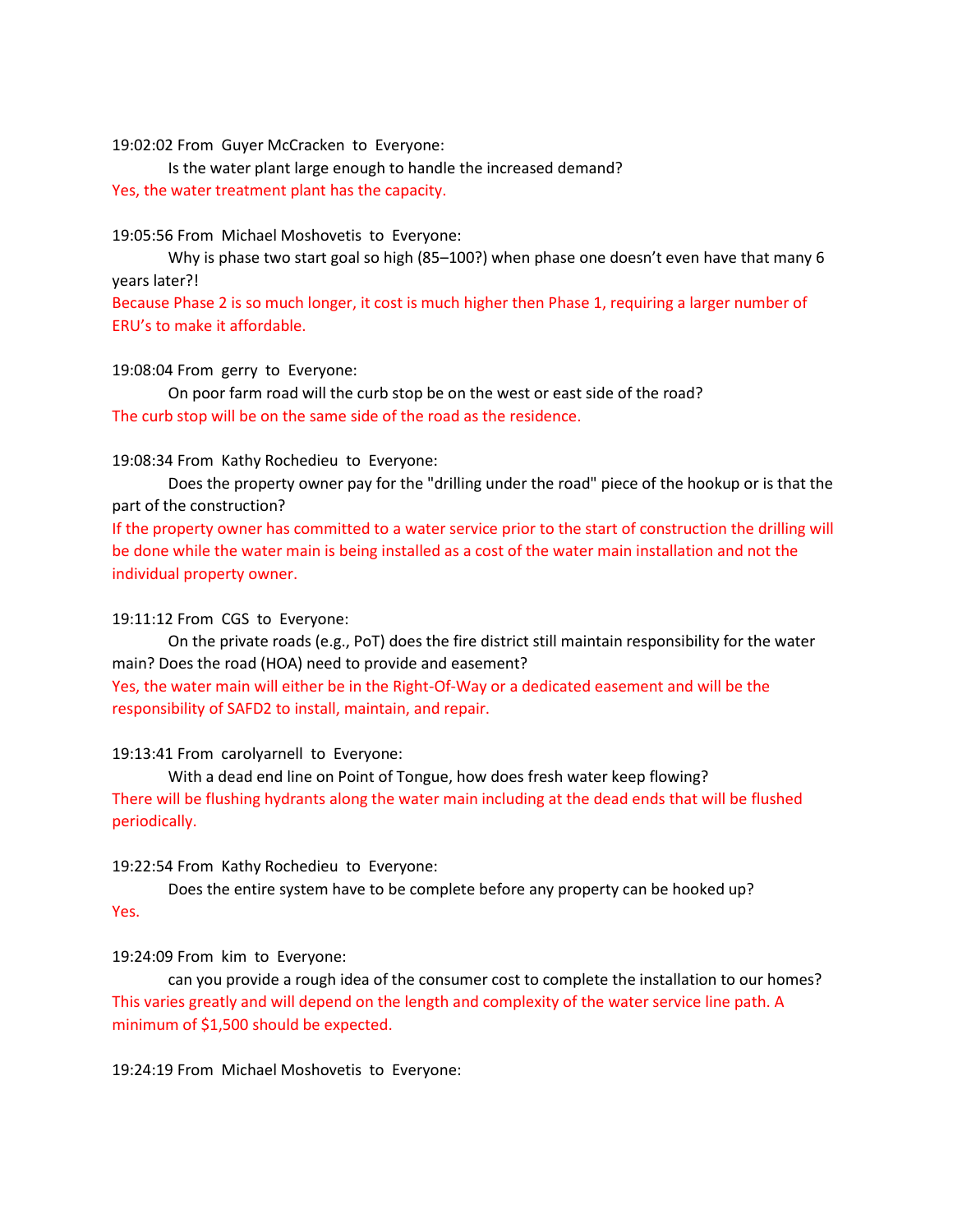19:02:02 From Guyer McCracken to Everyone:

Is the water plant large enough to handle the increased demand?

Yes, the water treatment plant has the capacity.

19:05:56 From Michael Moshovetis to Everyone:

Why is phase two start goal so high (85–100?) when phase one doesn't even have that many 6 years later?!

Because Phase 2 is so much longer, it cost is much higher then Phase 1, requiring a larger number of ERU's to make it affordable.

19:08:04 From gerry to Everyone:

On poor farm road will the curb stop be on the west or east side of the road?

The curb stop will be on the same side of the road as the residence.

19:08:34 From Kathy Rochedieu to Everyone:

Does the property owner pay for the "drilling under the road" piece of the hookup or is that the part of the construction?

If the property owner has committed to a water service prior to the start of construction the drilling will be done while the water main is being installed as a cost of the water main installation and not the individual property owner.

19:11:12 From CGS to Everyone:

On the private roads (e.g., PoT) does the fire district still maintain responsibility for the water main? Does the road (HOA) need to provide and easement?

Yes, the water main will either be in the Right-Of-Way or a dedicated easement and will be the responsibility of SAFD2 to install, maintain, and repair.

19:13:41 From carolyarnell to Everyone:

With a dead end line on Point of Tongue, how does fresh water keep flowing?

There will be flushing hydrants along the water main including at the dead ends that will be flushed periodically.

19:22:54 From Kathy Rochedieu to Everyone:

Does the entire system have to be complete before any property can be hooked up?

Yes.

19:24:09 From kim to Everyone:

can you provide a rough idea of the consumer cost to complete the installation to our homes?

This varies greatly and will depend on the length and complexity of the water service line path. A minimum of $1,500 should be expected.

19:24:19 From Michael Moshovetis to Everyone: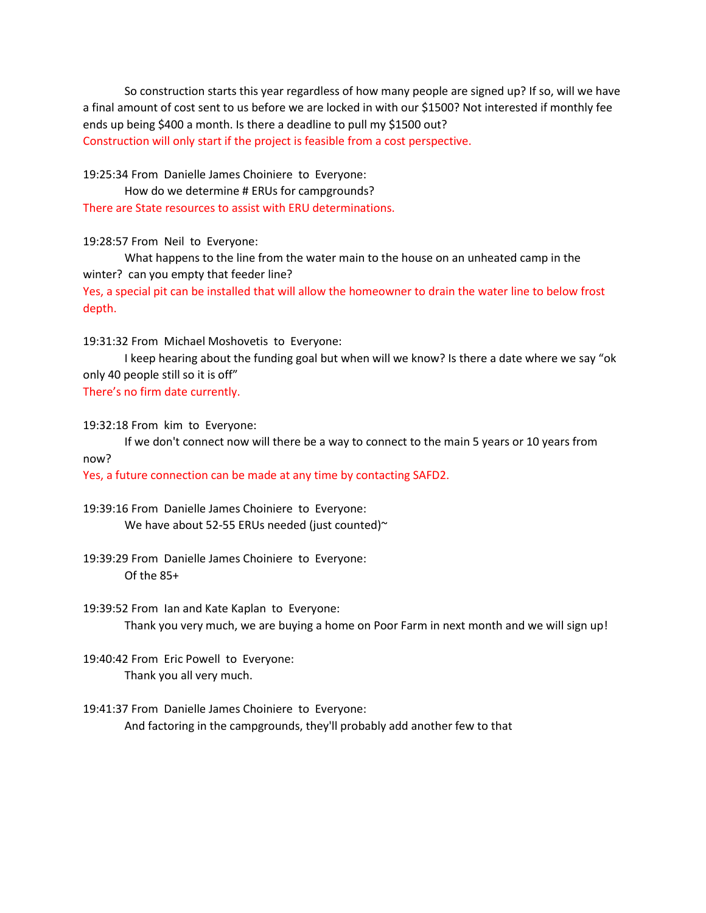So construction starts this year regardless of how many people are signed up? If so, will we have a final amount of cost sent to us before we are locked in with our $1500? Not interested if monthly fee ends up being $400 a month. Is there a deadline to pull my $1500 out?

Construction will only start if the project is feasible from a cost perspective.

19:25:34 From Danielle James Choiniere to Everyone:

How do we determine # ERUs for campgrounds?

There are State resources to assist with ERU determinations.

19:28:57 From Neil to Everyone:

What happens to the line from the water main to the house on an unheated camp in the winter? can you empty that feeder line?

Yes, a special pit can be installed that will allow the homeowner to drain the water line to below frost depth.

19:31:32 From Michael Moshovetis to Everyone:

I keep hearing about the funding goal but when will we know? Is there a date where we say "ok only 40 people still so it is off"

There's no firm date currently.

19:32:18 From kim to Everyone:

If we don't connect now will there be a way to connect to the main 5 years or 10 years from now?

Yes, a future connection can be made at any time by contacting SAFD2.

19:39:16 From Danielle James Choiniere to Everyone:

We have about 52-55 ERUs needed (just counted)~

19:39:29 From Danielle James Choiniere to Everyone:

Of the 85+

19:39:52 From Ian and Kate Kaplan to Everyone:

Thank you very much, we are buying a home on Poor Farm in next month and we will sign up!

19:40:42 From Eric Powell to Everyone:

Thank you all very much.

19:41:37 From Danielle James Choiniere to Everyone:

And factoring in the campgrounds, they'll probably add another few to that